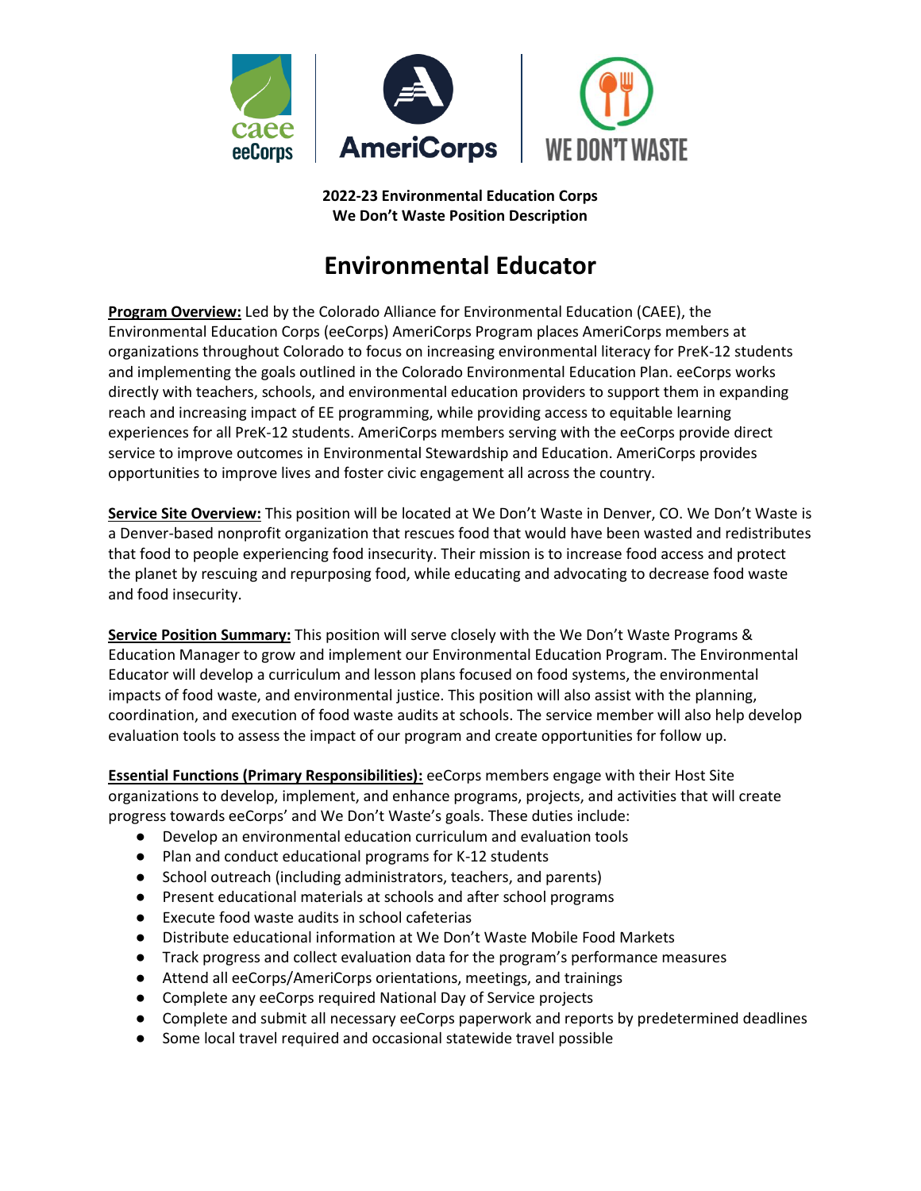**2022-23 Environmental Education Corps**
**We Don't Waste Position Description**

# Environmental Educator

**Program Overview:** Led by the Colorado Alliance for Environmental Education (CAEE), the Environmental Education Corps (eeCorps) AmeriCorps Program places AmeriCorps members at organizations throughout Colorado to focus on increasing environmental literacy for PreK-12 students and implementing the goals outlined in the Colorado Environmental Education Plan. eeCorps works directly with teachers, schools, and environmental education providers to support them in expanding reach and increasing impact of EE programming, while providing access to equitable learning experiences for all PreK-12 students. AmeriCorps members serving with the eeCorps provide direct service to improve outcomes in Environmental Stewardship and Education. AmeriCorps provides opportunities to improve lives and foster civic engagement all across the country.

**Service Site Overview:** This position will be located at We Don't Waste in Denver, CO. We Don't Waste is a Denver-based nonprofit organization that rescues food that would have been wasted and redistributes that food to people experiencing food insecurity. Their mission is to increase food access and protect the planet by rescuing and repurposing food, while educating and advocating to decrease food waste and food insecurity.

**Service Position Summary:** This position will serve closely with the We Don't Waste Programs & Education Manager to grow and implement our Environmental Education Program. The Environmental Educator will develop a curriculum and lesson plans focused on food systems, the environmental impacts of food waste, and environmental justice. This position will also assist with the planning, coordination, and execution of food waste audits at schools. The service member will also help develop evaluation tools to assess the impact of our program and create opportunities for follow up.

**Essential Functions (Primary Responsibilities):** eeCorps members engage with their Host Site organizations to develop, implement, and enhance programs, projects, and activities that will create progress towards eeCorps' and We Don't Waste's goals. These duties include:

- Develop an environmental education curriculum and evaluation tools
- Plan and conduct educational programs for K-12 students
- School outreach (including administrators, teachers, and parents)
- Present educational materials at schools and after school programs
- Execute food waste audits in school cafeterias
- Distribute educational information at We Don't Waste Mobile Food Markets
- Track progress and collect evaluation data for the program's performance measures
- Attend all eeCorps/AmeriCorps orientations, meetings, and trainings
- Complete any eeCorps required National Day of Service projects
- Complete and submit all necessary eeCorps paperwork and reports by predetermined deadlines
- Some local travel required and occasional statewide travel possible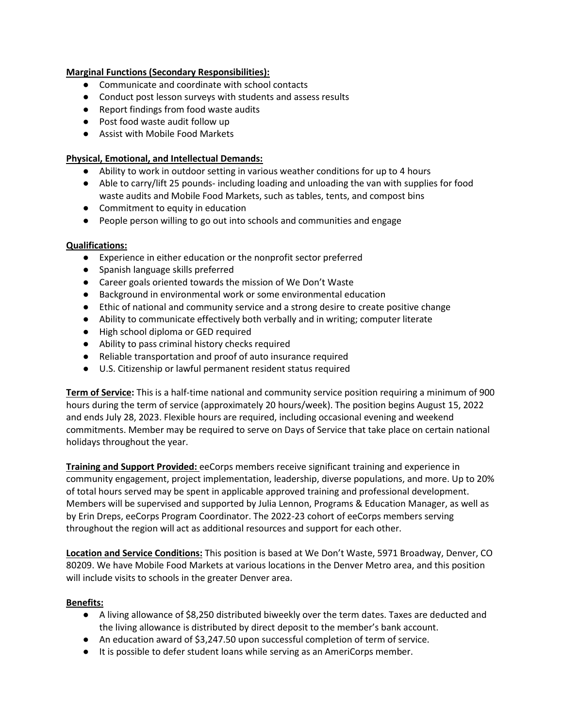**Marginal Functions (Secondary Responsibilities):**

- Communicate and coordinate with school contacts
- Conduct post lesson surveys with students and assess results
- Report findings from food waste audits
- Post food waste audit follow up
- Assist with Mobile Food Markets

**Physical, Emotional, and Intellectual Demands:**

- Ability to work in outdoor setting in various weather conditions for up to 4 hours
- Able to carry/lift 25 pounds- including loading and unloading the van with supplies for food waste audits and Mobile Food Markets, such as tables, tents, and compost bins
- Commitment to equity in education
- People person willing to go out into schools and communities and engage

**Qualifications:**

- Experience in either education or the nonprofit sector preferred
- Spanish language skills preferred
- Career goals oriented towards the mission of We Don't Waste
- Background in environmental work or some environmental education
- Ethic of national and community service and a strong desire to create positive change
- Ability to communicate effectively both verbally and in writing; computer literate
- High school diploma or GED required
- Ability to pass criminal history checks required
- Reliable transportation and proof of auto insurance required
- U.S. Citizenship or lawful permanent resident status required

**Term of Service:** This is a half-time national and community service position requiring a minimum of 900 hours during the term of service (approximately 20 hours/week). The position begins August 15, 2022 and ends July 28, 2023. Flexible hours are required, including occasional evening and weekend commitments. Member may be required to serve on Days of Service that take place on certain national holidays throughout the year.

**Training and Support Provided:** eeCorps members receive significant training and experience in community engagement, project implementation, leadership, diverse populations, and more. Up to 20% of total hours served may be spent in applicable approved training and professional development. Members will be supervised and supported by Julia Lennon, Programs & Education Manager, as well as by Erin Dreps, eeCorps Program Coordinator. The 2022-23 cohort of eeCorps members serving throughout the region will act as additional resources and support for each other.

**Location and Service Conditions:** This position is based at We Don't Waste, 5971 Broadway, Denver, CO 80209. We have Mobile Food Markets at various locations in the Denver Metro area, and this position will include visits to schools in the greater Denver area.

**Benefits:**

- A living allowance of $8,250 distributed biweekly over the term dates. Taxes are deducted and the living allowance is distributed by direct deposit to the member's bank account.
- An education award of $3,247.50 upon successful completion of term of service.
- It is possible to defer student loans while serving as an AmeriCorps member.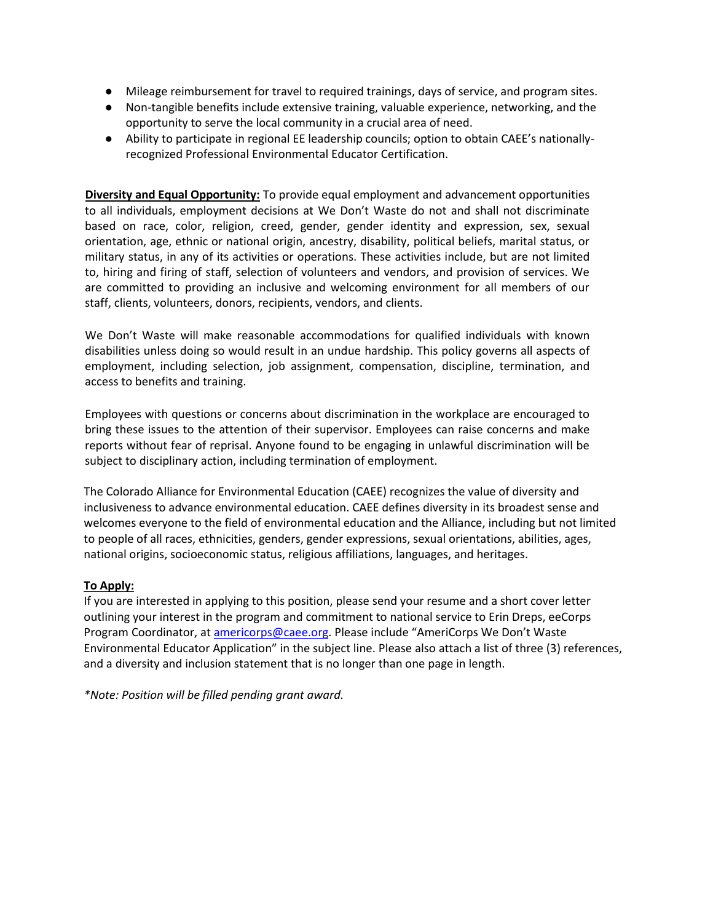- Mileage reimbursement for travel to required trainings, days of service, and program sites.
- Non-tangible benefits include extensive training, valuable experience, networking, and the opportunity to serve the local community in a crucial area of need.
- Ability to participate in regional EE leadership councils; option to obtain CAEE's nationally-recognized Professional Environmental Educator Certification.

**Diversity and Equal Opportunity:** To provide equal employment and advancement opportunities to all individuals, employment decisions at We Don't Waste do not and shall not discriminate based on race, color, religion, creed, gender, gender identity and expression, sex, sexual orientation, age, ethnic or national origin, ancestry, disability, political beliefs, marital status, or military status, in any of its activities or operations. These activities include, but are not limited to, hiring and firing of staff, selection of volunteers and vendors, and provision of services. We are committed to providing an inclusive and welcoming environment for all members of our staff, clients, volunteers, donors, recipients, vendors, and clients.

We Don't Waste will make reasonable accommodations for qualified individuals with known disabilities unless doing so would result in an undue hardship. This policy governs all aspects of employment, including selection, job assignment, compensation, discipline, termination, and access to benefits and training.

Employees with questions or concerns about discrimination in the workplace are encouraged to bring these issues to the attention of their supervisor. Employees can raise concerns and make reports without fear of reprisal. Anyone found to be engaging in unlawful discrimination will be subject to disciplinary action, including termination of employment.

The Colorado Alliance for Environmental Education (CAEE) recognizes the value of diversity and inclusiveness to advance environmental education. CAEE defines diversity in its broadest sense and welcomes everyone to the field of environmental education and the Alliance, including but not limited to people of all races, ethnicities, genders, gender expressions, sexual orientations, abilities, ages, national origins, socioeconomic status, religious affiliations, languages, and heritages.

**To Apply:**

If you are interested in applying to this position, please send your resume and a short cover letter outlining your interest in the program and commitment to national service to Erin Dreps, eeCorps Program Coordinator, at americorps@caee.org. Please include "AmeriCorps We Don't Waste Environmental Educator Application" in the subject line. Please also attach a list of three (3) references, and a diversity and inclusion statement that is no longer than one page in length.

*\*Note: Position will be filled pending grant award.*